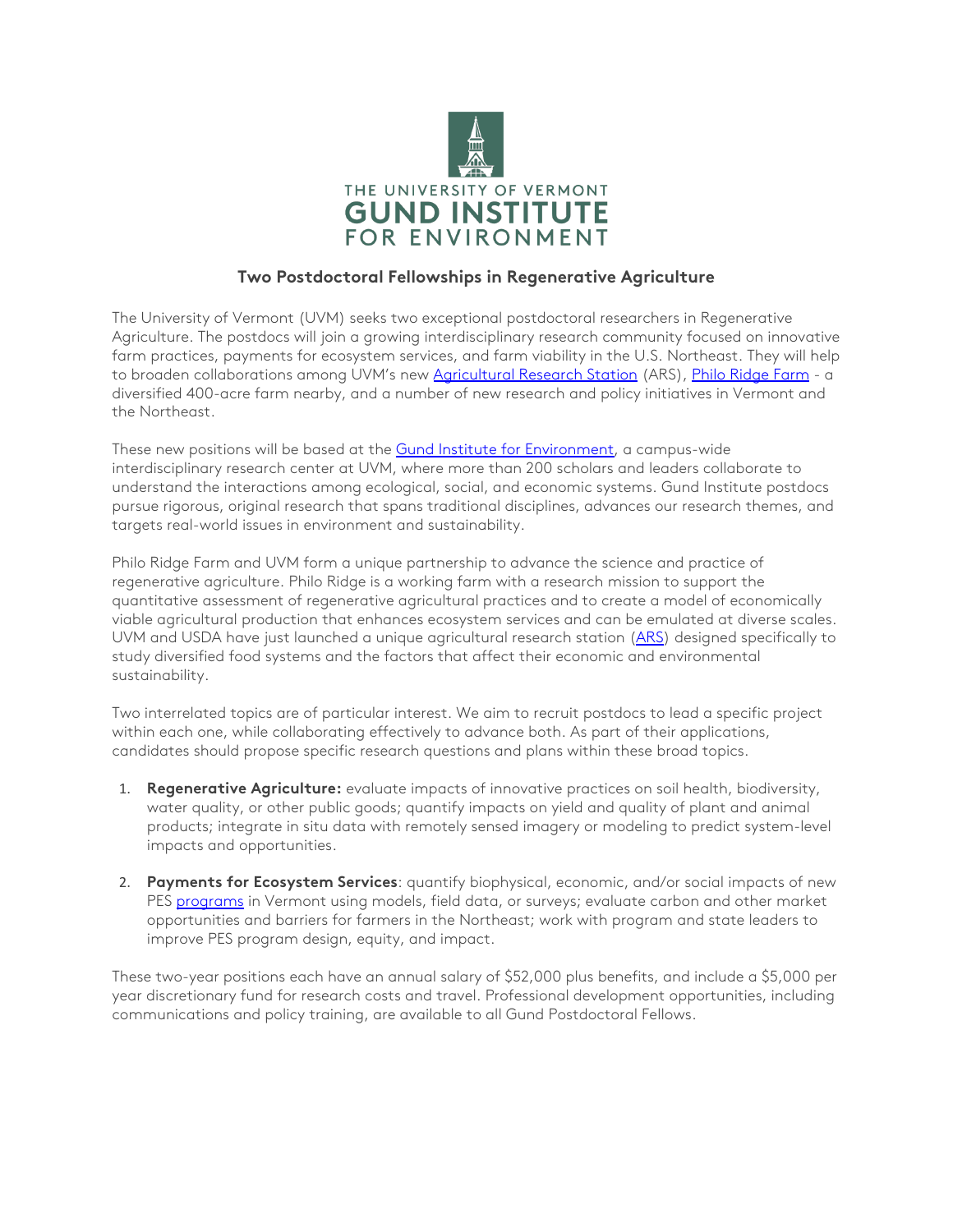THE UNIVERSITY OF VERMONT
**GUND INSTITUTE**
FOR ENVIRONMENT

## Two Postdoctoral Fellowships in Regenerative Agriculture

The University of Vermont (UVM) seeks two exceptional postdoctoral researchers in Regenerative Agriculture. The postdocs will join a growing interdisciplinary research community focused on innovative farm practices, payments for ecosystem services, and farm viability in the U.S. Northeast. They will help to broaden collaborations among UVM's new Agricultural Research Station (ARS), Philo Ridge Farm - a diversified 400-acre farm nearby, and a number of new research and policy initiatives in Vermont and the Northeast.

These new positions will be based at the Gund Institute for Environment, a campus-wide interdisciplinary research center at UVM, where more than 200 scholars and leaders collaborate to understand the interactions among ecological, social, and economic systems. Gund Institute postdocs pursue rigorous, original research that spans traditional disciplines, advances our research themes, and targets real-world issues in environment and sustainability.

Philo Ridge Farm and UVM form a unique partnership to advance the science and practice of regenerative agriculture. Philo Ridge is a working farm with a research mission to support the quantitative assessment of regenerative agricultural practices and to create a model of economically viable agricultural production that enhances ecosystem services and can be emulated at diverse scales. UVM and USDA have just launched a unique agricultural research station (ARS) designed specifically to study diversified food systems and the factors that affect their economic and environmental sustainability.

Two interrelated topics are of particular interest. We aim to recruit postdocs to lead a specific project within each one, while collaborating effectively to advance both. As part of their applications, candidates should propose specific research questions and plans within these broad topics.

1. **Regenerative Agriculture:** evaluate impacts of innovative practices on soil health, biodiversity, water quality, or other public goods; quantify impacts on yield and quality of plant and animal products; integrate in situ data with remotely sensed imagery or modeling to predict system-level impacts and opportunities.

2. **Payments for Ecosystem Services**: quantify biophysical, economic, and/or social impacts of new PES programs in Vermont using models, field data, or surveys; evaluate carbon and other market opportunities and barriers for farmers in the Northeast; work with program and state leaders to improve PES program design, equity, and impact.

These two-year positions each have an annual salary of $52,000 plus benefits, and include a $5,000 per year discretionary fund for research costs and travel. Professional development opportunities, including communications and policy training, are available to all Gund Postdoctoral Fellows.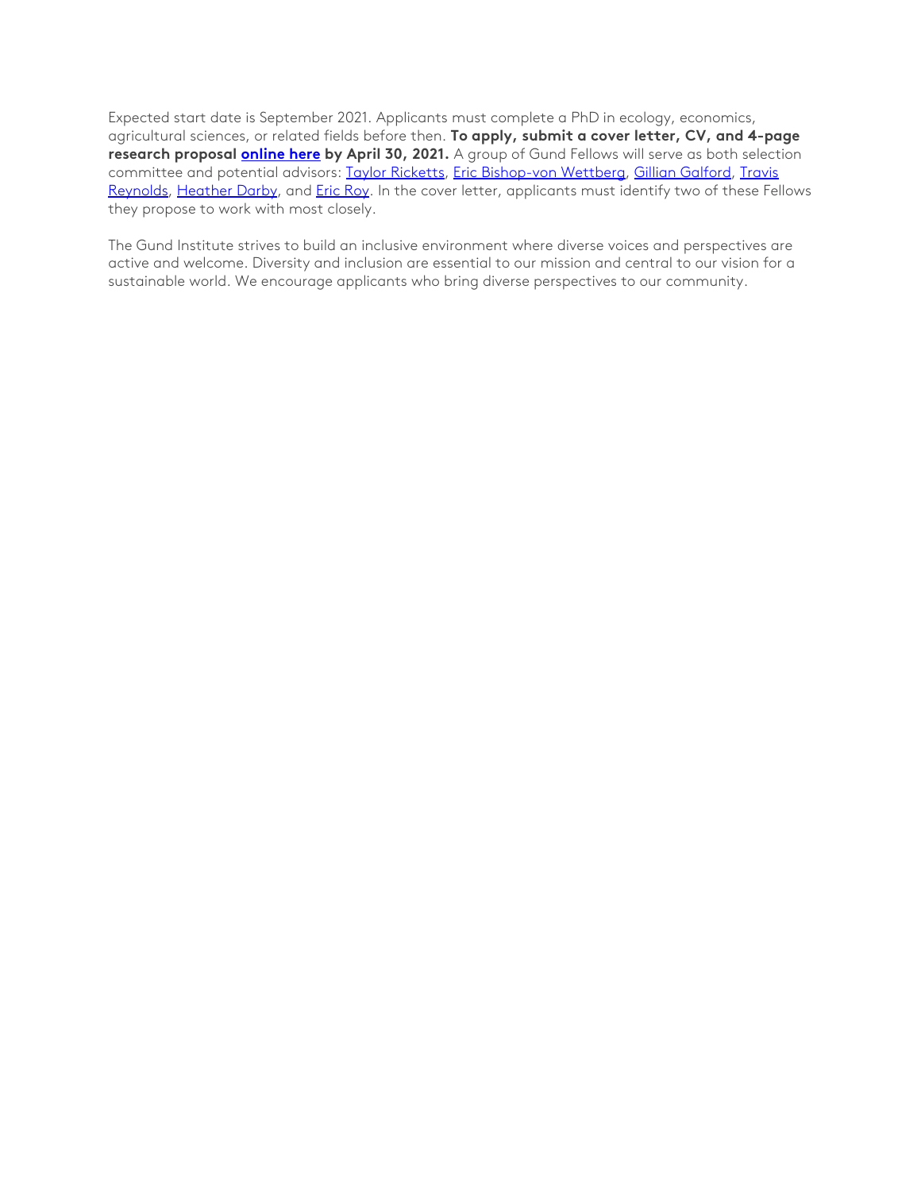Expected start date is September 2021. Applicants must complete a PhD in ecology, economics, agricultural sciences, or related fields before then. **To apply, submit a cover letter, CV, and 4-page research proposal online here by April 30, 2021.** A group of Gund Fellows will serve as both selection committee and potential advisors: Taylor Ricketts, Eric Bishop-von Wettberg, Gillian Galford, Travis Reynolds, Heather Darby, and Eric Roy. In the cover letter, applicants must identify two of these Fellows they propose to work with most closely.

The Gund Institute strives to build an inclusive environment where diverse voices and perspectives are active and welcome. Diversity and inclusion are essential to our mission and central to our vision for a sustainable world. We encourage applicants who bring diverse perspectives to our community.